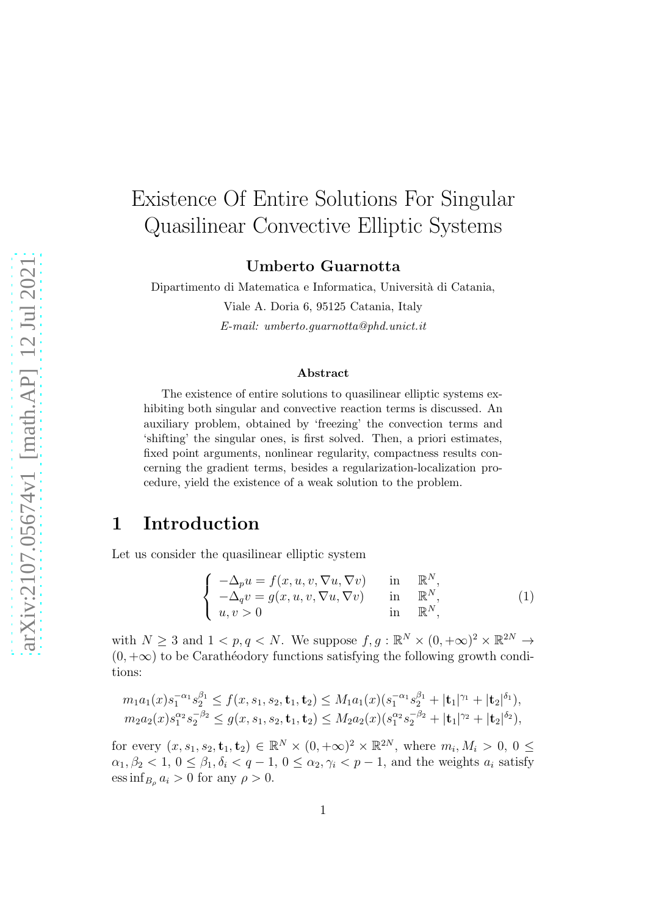# Existence Of Entire Solutions For Singular Quasilinear Convective Elliptic Systems

**Umberto Guarnotta**

Dipartimento di Matematica e Informatica, Università di Catania,

Viale A. Doria 6, 95125 Catania, Italy

*E-mail: umberto.guarnotta@phd.unict.it*

#### Abstract

The existence of entire solutions to quasilinear elliptic systems exhibiting both singular and convective reaction terms is discussed. An auxiliary problem, obtained by 'freezing' the convection terms and 'shifting' the singular ones, is first solved. Then, a priori estimates, fixed point arguments, nonlinear regularity, compactness results concerning the gradient terms, besides a regularization-localization procedure, yield the existence of a weak solution to the problem.

## 1 Introduction

Let us consider the quasilinear elliptic system

$$\begin{cases} -\Delta_p u = f(x, u, v, \nabla u, \nabla v) & \text{in} \quad \mathbb{R}^N, \\ -\Delta_q v = g(x, u, v, \nabla u, \nabla v) & \text{in} \quad \mathbb{R}^N, \\ u, v > 0 & \text{in} \quad \mathbb{R}^N, \end{cases} \tag{1}$$

with $N \geq 3$ and $1 < p, q < N$. We suppose $f, g : \mathbb{R}^N \times (0, +\infty)^2 \times \mathbb{R}^{2N} \to (0, +\infty)$ to be Carathéodory functions satisfying the following growth conditions:

$$\begin{aligned} m_1 a_1(x) s_1^{-\alpha_1} s_2^{\beta_1} \leq f(x, s_1, s_2, \mathbf{t}_1, \mathbf{t}_2) \leq M_1 a_1(x)(s_1^{-\alpha_1} s_2^{\beta_1} + |\mathbf{t}_1|^{\gamma_1} + |\mathbf{t}_2|^{\delta_1}), \\ m_2 a_2(x) s_1^{\alpha_2} s_2^{-\beta_2} \leq g(x, s_1, s_2, \mathbf{t}_1, \mathbf{t}_2) \leq M_2 a_2(x)(s_1^{\alpha_2} s_2^{-\beta_2} + |\mathbf{t}_1|^{\gamma_2} + |\mathbf{t}_2|^{\delta_2}), \end{aligned}$$

for every $(x, s_1, s_2, \mathbf{t}_1, \mathbf{t}_2) \in \mathbb{R}^N \times (0, +\infty)^2 \times \mathbb{R}^{2N}$, where $m_i, M_i > 0$, $0 \leq \alpha_1, \beta_2 < 1$, $0 \leq \beta_1, \delta_i < q - 1$, $0 \leq \alpha_2, \gamma_i < p - 1$, and the weights $a_i$ satisfy $\operatorname{ess\,inf}_{B_\rho} a_i > 0$ for any $\rho > 0$.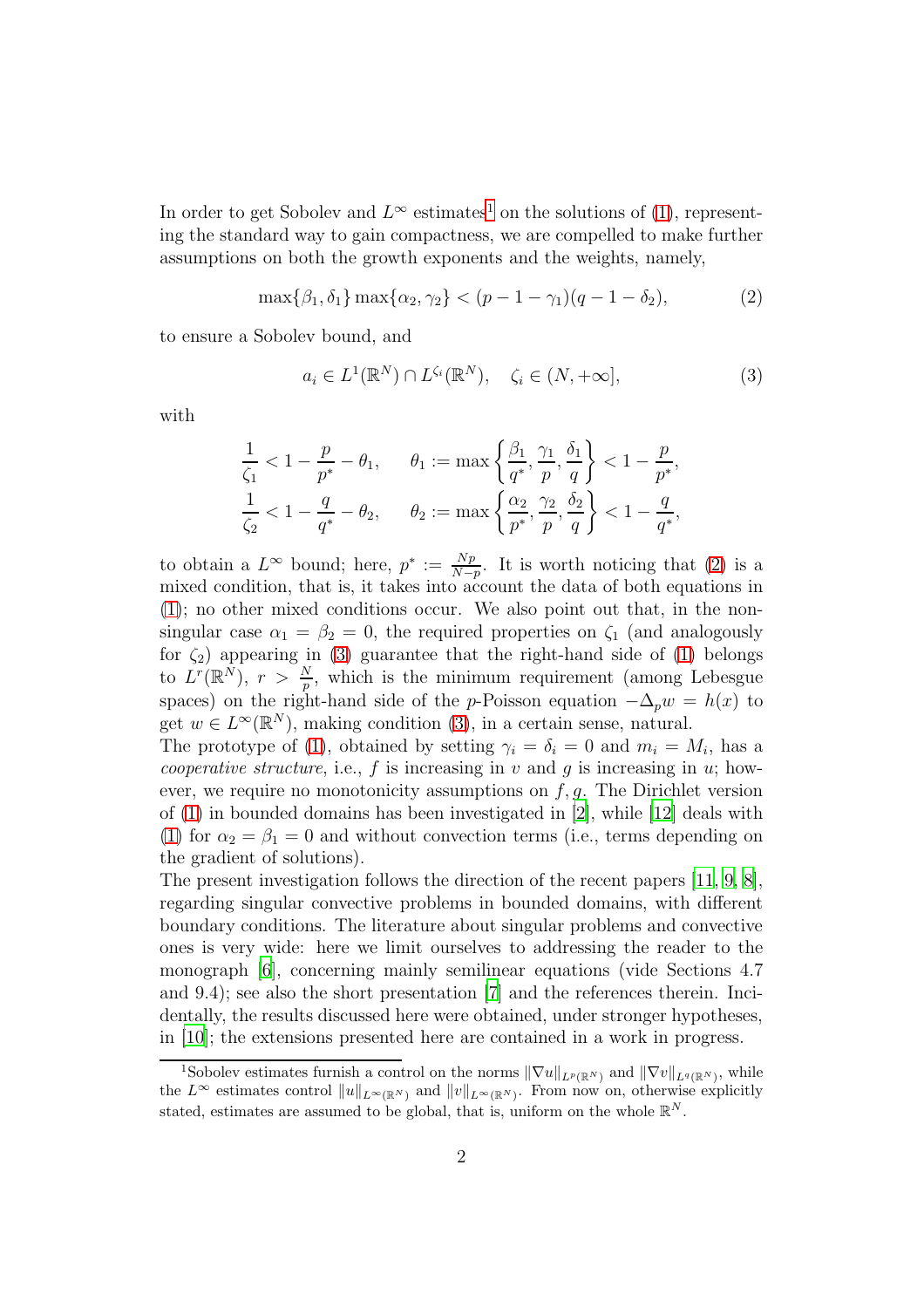In order to get Sobolev and $L^\infty$ estimates[1] on the solutions of (1), representing the standard way to gain compactness, we are compelled to make further assumptions on both the growth exponents and the weights, namely,

$$\max\{\beta_1, \delta_1\} \max\{\alpha_2, \gamma_2\} < (p - 1 - \gamma_1)(q - 1 - \delta_2), \tag{2}$$

to ensure a Sobolev bound, and

$$a_i \in L^1(\mathbb{R}^N) \cap L^{\zeta_i}(\mathbb{R}^N), \quad \zeta_i \in (N, +\infty], \tag{3}$$

with

$$\frac{1}{\zeta_1} < 1 - \frac{p}{p^*} - \theta_1, \qquad \theta_1 := \max\left\{\frac{\beta_1}{q^*}, \frac{\gamma_1}{p}, \frac{\delta_1}{q}\right\} < 1 - \frac{p}{p^*},$$
$$\frac{1}{\zeta_2} < 1 - \frac{q}{q^*} - \theta_2, \qquad \theta_2 := \max\left\{\frac{\alpha_2}{p^*}, \frac{\gamma_2}{p}, \frac{\delta_2}{q}\right\} < 1 - \frac{q}{q^*},$$

to obtain a $L^\infty$ bound; here, $p^* := \frac{Np}{N-p}$. It is worth noticing that (2) is a mixed condition, that is, it takes into account the data of both equations in (1); no other mixed conditions occur. We also point out that, in the non-singular case $\alpha_1 = \beta_2 = 0$, the required properties on $\zeta_1$ (and analogously for $\zeta_2$) appearing in (3) guarantee that the right-hand side of (1) belongs to $L^r(\mathbb{R}^N)$, $r > \frac{N}{p}$, which is the minimum requirement (among Lebesgue spaces) on the right-hand side of the $p$-Poisson equation $-\Delta_p w = h(x)$ to get $w \in L^\infty(\mathbb{R}^N)$, making condition (3), in a certain sense, natural.
The prototype of (1), obtained by setting $\gamma_i = \delta_i = 0$ and $m_i = M_i$, has a *cooperative structure*, i.e., $f$ is increasing in $v$ and $g$ is increasing in $u$; however, we require no monotonicity assumptions on $f, g$. The Dirichlet version of (1) in bounded domains has been investigated in [2], while [12] deals with (1) for $\alpha_2 = \beta_1 = 0$ and without convection terms (i.e., terms depending on the gradient of solutions).
The present investigation follows the direction of the recent papers [11, 9, 8], regarding singular convective problems in bounded domains, with different boundary conditions. The literature about singular problems and convective ones is very wide: here we limit ourselves to addressing the reader to the monograph [6], concerning mainly semilinear equations (vide Sections 4.7 and 9.4); see also the short presentation [7] and the references therein. Incidentally, the results discussed here were obtained, under stronger hypotheses, in [10]; the extensions presented here are contained in a work in progress.

[1] Sobolev estimates furnish a control on the norms $\|\nabla u\|_{L^p(\mathbb{R}^N)}$ and $\|\nabla v\|_{L^q(\mathbb{R}^N)}$, while the $L^\infty$ estimates control $\|u\|_{L^\infty(\mathbb{R}^N)}$ and $\|v\|_{L^\infty(\mathbb{R}^N)}$. From now on, otherwise explicitly stated, estimates are assumed to be global, that is, uniform on the whole $\mathbb{R}^N$.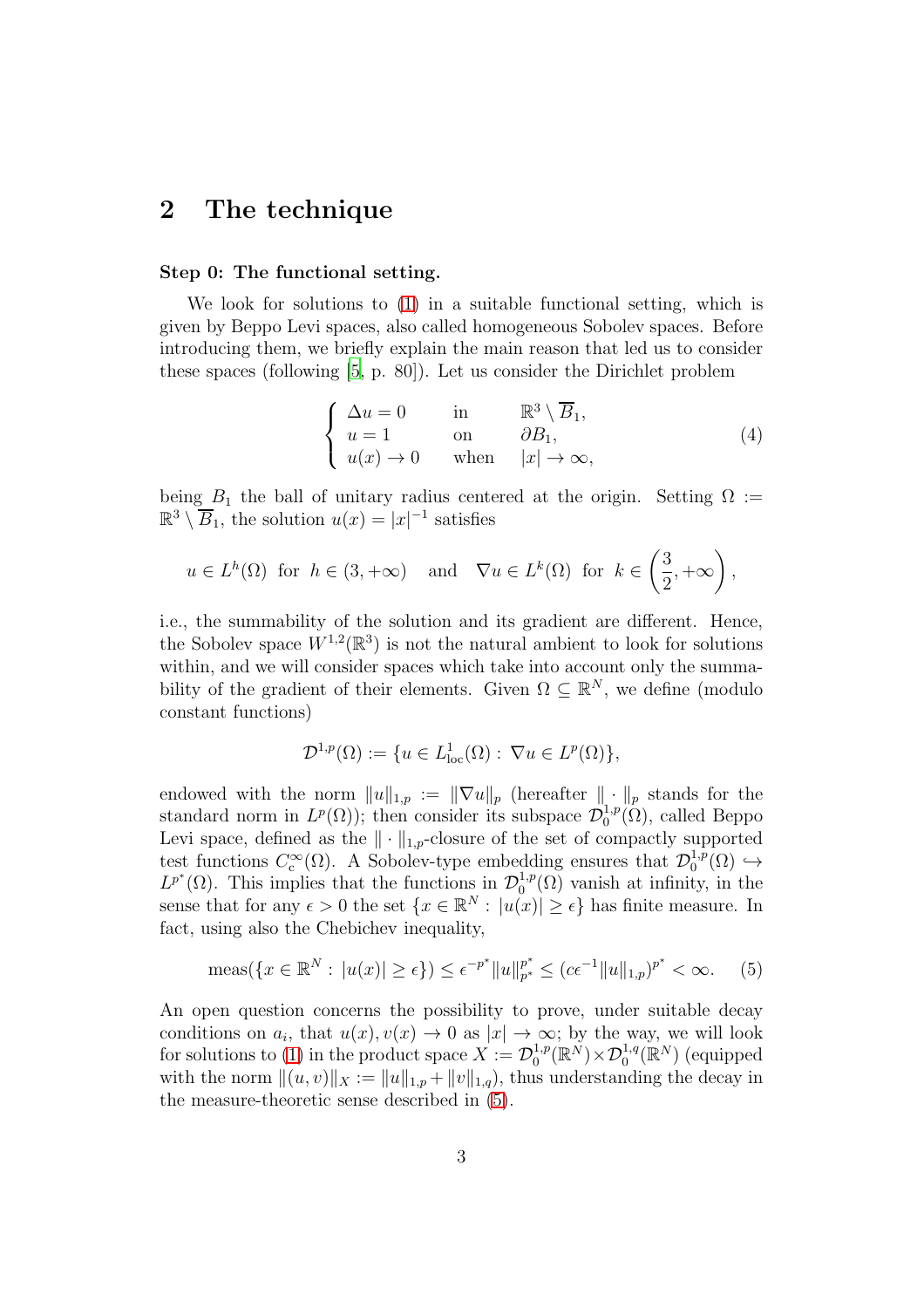## 2 The technique

**Step 0: The functional setting.**

We look for solutions to (1) in a suitable functional setting, which is given by Beppo Levi spaces, also called homogeneous Sobolev spaces. Before introducing them, we briefly explain the main reason that led us to consider these spaces (following [5, p. 80]). Let us consider the Dirichlet problem

$$\begin{cases} \Delta u = 0 & \text{in} \quad \mathbb{R}^3 \setminus \overline{B}_1, \\ u = 1 & \text{on} \quad \partial B_1, \\ u(x) \to 0 & \text{when} \quad |x| \to \infty, \end{cases} \tag{4}$$

being $B_1$ the ball of unitary radius centered at the origin. Setting $\Omega := \mathbb{R}^3 \setminus \overline{B}_1$, the solution $u(x) = |x|^{-1}$ satisfies

$$u \in L^h(\Omega) \text{ for } h \in (3, +\infty) \quad \text{and} \quad \nabla u \in L^k(\Omega) \text{ for } k \in \left(\frac{3}{2}, +\infty\right),$$

i.e., the summability of the solution and its gradient are different. Hence, the Sobolev space $W^{1,2}(\mathbb{R}^3)$ is not the natural ambient to look for solutions within, and we will consider spaces which take into account only the summability of the gradient of their elements. Given $\Omega \subseteq \mathbb{R}^N$, we define (modulo constant functions)

$$\mathcal{D}^{1,p}(\Omega) := \{u \in L^1_{\text{loc}}(\Omega) : \nabla u \in L^p(\Omega)\},$$

endowed with the norm $\|u\|_{1,p} := \|\nabla u\|_p$ (hereafter $\|\cdot\|_p$ stands for the standard norm in $L^p(\Omega)$); then consider its subspace $\mathcal{D}^{1,p}_0(\Omega)$, called Beppo Levi space, defined as the $\|\cdot\|_{1,p}$-closure of the set of compactly supported test functions $C^\infty_c(\Omega)$. A Sobolev-type embedding ensures that $\mathcal{D}^{1,p}_0(\Omega) \hookrightarrow L^{p^*}(\Omega)$. This implies that the functions in $\mathcal{D}^{1,p}_0(\Omega)$ vanish at infinity, in the sense that for any $\epsilon > 0$ the set $\{x \in \mathbb{R}^N : |u(x)| \geq \epsilon\}$ has finite measure. In fact, using also the Chebichev inequality,

$$\text{meas}(\{x \in \mathbb{R}^N : |u(x)| \geq \epsilon\}) \leq \epsilon^{-p^*} \|u\|^{p^*}_{p^*} \leq (c\epsilon^{-1}\|u\|_{1,p})^{p^*} < \infty. \tag{5}$$

An open question concerns the possibility to prove, under suitable decay conditions on $a_i$, that $u(x), v(x) \to 0$ as $|x| \to \infty$; by the way, we will look for solutions to (1) in the product space $X := \mathcal{D}^{1,p}_0(\mathbb{R}^N) \times \mathcal{D}^{1,q}_0(\mathbb{R}^N)$ (equipped with the norm $\|(u,v)\|_X := \|u\|_{1,p} + \|v\|_{1,q}$), thus understanding the decay in the measure-theoretic sense described in (5).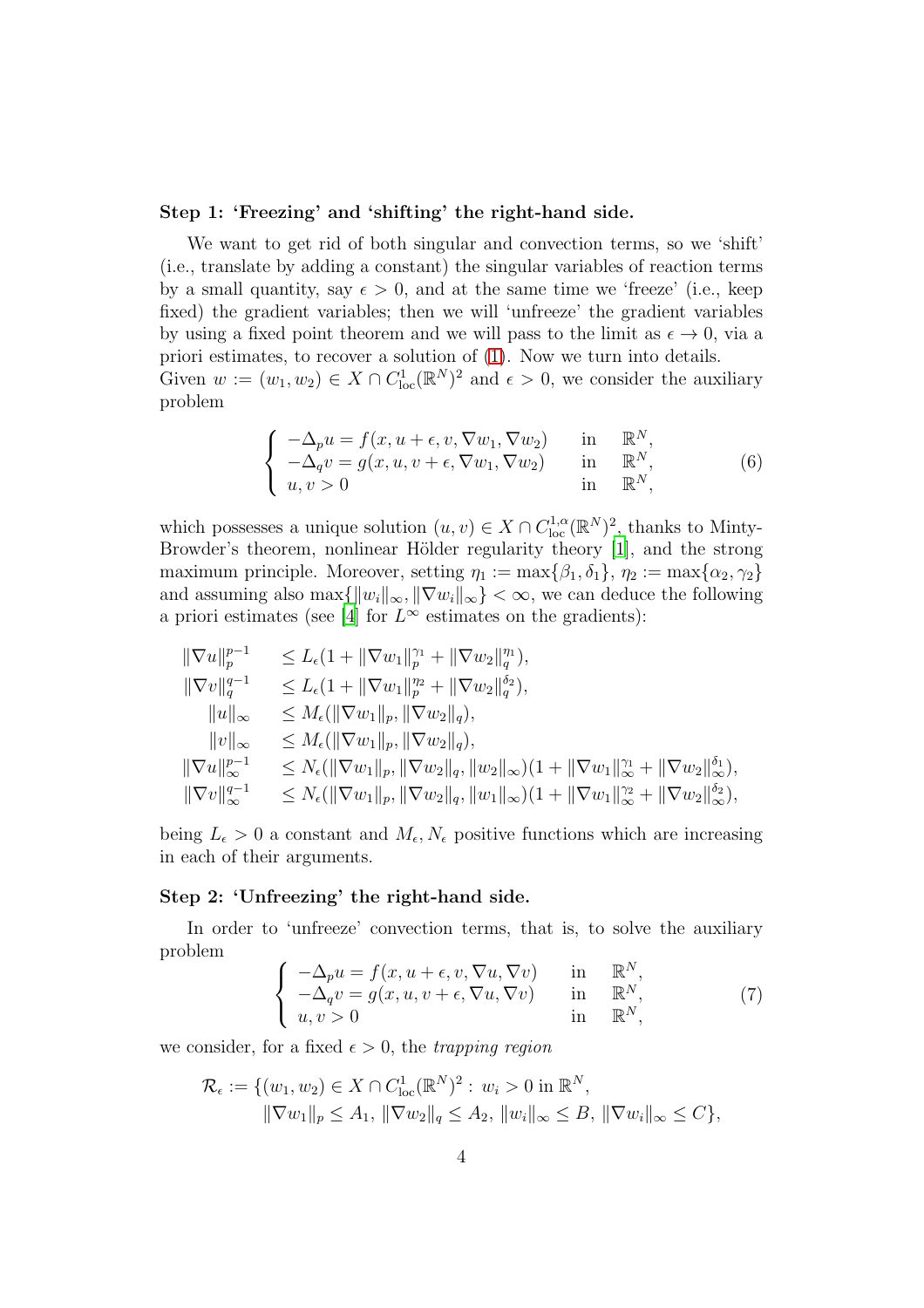**Step 1: 'Freezing' and 'shifting' the right-hand side.**

We want to get rid of both singular and convection terms, so we 'shift' (i.e., translate by adding a constant) the singular variables of reaction terms by a small quantity, say $\epsilon > 0$, and at the same time we 'freeze' (i.e., keep fixed) the gradient variables; then we will 'unfreeze' the gradient variables by using a fixed point theorem and we will pass to the limit as $\epsilon \to 0$, via a priori estimates, to recover a solution of (1). Now we turn into details.
Given $w := (w_1, w_2) \in X \cap C^1_{\mathrm{loc}}(\mathbb{R}^N)^2$ and $\epsilon > 0$, we consider the auxiliary problem

$$
\begin{cases}
-\Delta_p u = f(x, u+\epsilon, v, \nabla w_1, \nabla w_2) & \text{in} \quad \mathbb{R}^N, \\
-\Delta_q v = g(x, u, v+\epsilon, \nabla w_1, \nabla w_2) & \text{in} \quad \mathbb{R}^N, \\
u, v > 0 & \text{in} \quad \mathbb{R}^N,
\end{cases}
\tag{6}
$$

which possesses a unique solution $(u, v) \in X \cap C^{1,\alpha}_{\mathrm{loc}}(\mathbb{R}^N)^2$, thanks to Minty-Browder's theorem, nonlinear Hölder regularity theory [1], and the strong maximum principle. Moreover, setting $\eta_1 := \max\{\beta_1, \delta_1\}$, $\eta_2 := \max\{\alpha_2, \gamma_2\}$ and assuming also $\max\{\|w_i\|_\infty, \|\nabla w_i\|_\infty\} < \infty$, we can deduce the following a priori estimates (see [4] for $L^\infty$ estimates on the gradients):

$$
\begin{aligned}
\|\nabla u\|_p^{p-1} \quad & \le L_\epsilon (1 + \|\nabla w_1\|_p^{\gamma_1} + \|\nabla w_2\|_q^{\eta_1}), \\
\|\nabla v\|_q^{q-1} \quad & \le L_\epsilon (1 + \|\nabla w_1\|_p^{\eta_2} + \|\nabla w_2\|_q^{\delta_2}), \\
\|u\|_\infty \quad & \le M_\epsilon (\|\nabla w_1\|_p, \|\nabla w_2\|_q), \\
\|v\|_\infty \quad & \le M_\epsilon (\|\nabla w_1\|_p, \|\nabla w_2\|_q), \\
\|\nabla u\|_\infty^{p-1} \quad & \le N_\epsilon (\|\nabla w_1\|_p, \|\nabla w_2\|_q, \|w_2\|_\infty)(1 + \|\nabla w_1\|_\infty^{\gamma_1} + \|\nabla w_2\|_\infty^{\delta_1}), \\
\|\nabla v\|_\infty^{q-1} \quad & \le N_\epsilon (\|\nabla w_1\|_p, \|\nabla w_2\|_q, \|w_1\|_\infty)(1 + \|\nabla w_1\|_\infty^{\gamma_2} + \|\nabla w_2\|_\infty^{\delta_2}),
\end{aligned}
$$

being $L_\epsilon > 0$ a constant and $M_\epsilon, N_\epsilon$ positive functions which are increasing in each of their arguments.

**Step 2: 'Unfreezing' the right-hand side.**

In order to 'unfreeze' convection terms, that is, to solve the auxiliary problem

$$
\begin{cases}
-\Delta_p u = f(x, u+\epsilon, v, \nabla u, \nabla v) & \text{in} \quad \mathbb{R}^N, \\
-\Delta_q v = g(x, u, v+\epsilon, \nabla u, \nabla v) & \text{in} \quad \mathbb{R}^N, \\
u, v > 0 & \text{in} \quad \mathbb{R}^N,
\end{cases}
\tag{7}
$$

we consider, for a fixed $\epsilon > 0$, the *trapping region*

$$
\begin{aligned}
\mathcal{R}_\epsilon := \{ & (w_1, w_2) \in X \cap C^1_{\mathrm{loc}}(\mathbb{R}^N)^2 : \; w_i > 0 \text{ in } \mathbb{R}^N, \\
& \|\nabla w_1\|_p \le A_1, \; \|\nabla w_2\|_q \le A_2, \; \|w_i\|_\infty \le B, \; \|\nabla w_i\|_\infty \le C \},
\end{aligned}
$$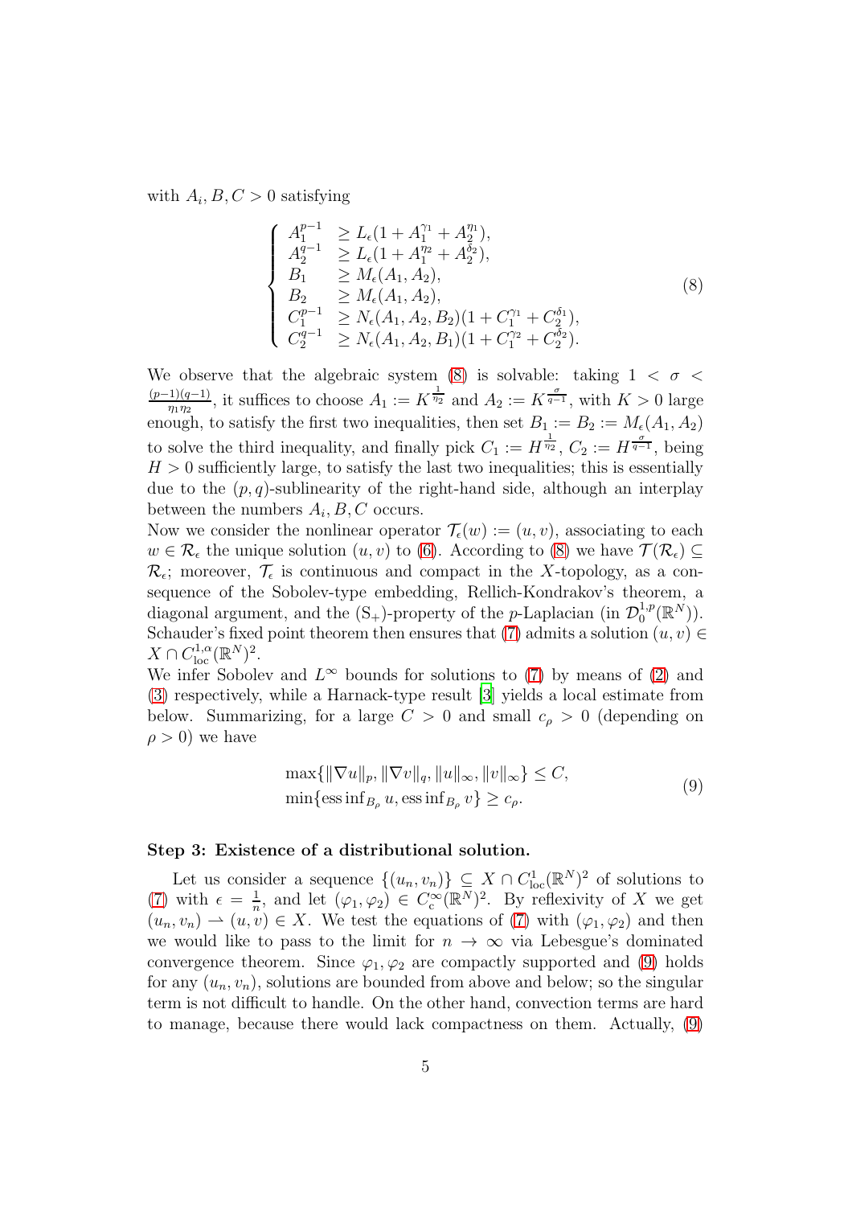with $A_i, B, C > 0$ satisfying

$$
\begin{cases}
A_1^{p-1} & \geq L_\epsilon(1 + A_1^{\gamma_1} + A_2^{\eta_1}), \\
A_2^{q-1} & \geq L_\epsilon(1 + A_1^{\eta_2} + A_2^{\delta_2}), \\
B_1 & \geq M_\epsilon(A_1, A_2), \\
B_2 & \geq M_\epsilon(A_1, A_2), \\
C_1^{p-1} & \geq N_\epsilon(A_1, A_2, B_2)(1 + C_1^{\gamma_1} + C_2^{\delta_1}), \\
C_2^{q-1} & \geq N_\epsilon(A_1, A_2, B_1)(1 + C_1^{\gamma_2} + C_2^{\delta_2}).
\end{cases}
\tag{8}
$$

We observe that the algebraic system (8) is solvable: taking $1 < \sigma < \frac{(p-1)(q-1)}{\eta_1 \eta_2}$, it suffices to choose $A_1 := K^{\frac{1}{\eta_2}}$ and $A_2 := K^{\frac{\sigma}{q-1}}$, with $K > 0$ large enough, to satisfy the first two inequalities, then set $B_1 := B_2 := M_\epsilon(A_1, A_2)$ to solve the third inequality, and finally pick $C_1 := H^{\frac{1}{\eta_2}}$, $C_2 := H^{\frac{\sigma}{q-1}}$, being $H > 0$ sufficiently large, to satisfy the last two inequalities; this is essentially due to the $(p, q)$-sublinearity of the right-hand side, although an interplay between the numbers $A_i, B, C$ occurs.

Now we consider the nonlinear operator $\mathcal{T}_\epsilon(w) := (u, v)$, associating to each $w \in \mathcal{R}_\epsilon$ the unique solution $(u, v)$ to (6). According to (8) we have $\mathcal{T}(\mathcal{R}_\epsilon) \subseteq \mathcal{R}_\epsilon$; moreover, $\mathcal{T}_\epsilon$ is continuous and compact in the $X$-topology, as a consequence of the Sobolev-type embedding, Rellich-Kondrakov's theorem, a diagonal argument, and the $(\mathrm{S}_+)$-property of the $p$-Laplacian (in $\mathcal{D}_0^{1,p}(\mathbb{R}^N)$). Schauder's fixed point theorem then ensures that (7) admits a solution $(u, v) \in X \cap C^{1,\alpha}_{\mathrm{loc}}(\mathbb{R}^N)^2$.

We infer Sobolev and $L^\infty$ bounds for solutions to (7) by means of (2) and (3) respectively, while a Harnack-type result [3] yields a local estimate from below. Summarizing, for a large $C > 0$ and small $c_\rho > 0$ (depending on $\rho > 0$) we have

$$
\begin{aligned}
&\max\{\|\nabla u\|_p, \|\nabla v\|_q, \|u\|_\infty, \|v\|_\infty\} \leq C, \\
&\min\{\operatorname{ess\,inf}_{B_\rho} u, \operatorname{ess\,inf}_{B_\rho} v\} \geq c_\rho.
\end{aligned}
\tag{9}
$$

### Step 3: Existence of a distributional solution.

Let us consider a sequence $\{(u_n, v_n)\} \subseteq X \cap C^1_{\mathrm{loc}}(\mathbb{R}^N)^2$ of solutions to (7) with $\epsilon = \frac{1}{n}$, and let $(\varphi_1, \varphi_2) \in C^\infty_c(\mathbb{R}^N)^2$. By reflexivity of $X$ we get $(u_n, v_n) \rightharpoonup (u, v) \in X$. We test the equations of (7) with $(\varphi_1, \varphi_2)$ and then we would like to pass to the limit for $n \to \infty$ via Lebesgue's dominated convergence theorem. Since $\varphi_1, \varphi_2$ are compactly supported and (9) holds for any $(u_n, v_n)$, solutions are bounded from above and below; so the singular term is not difficult to handle. On the other hand, convection terms are hard to manage, because there would lack compactness on them. Actually, (9)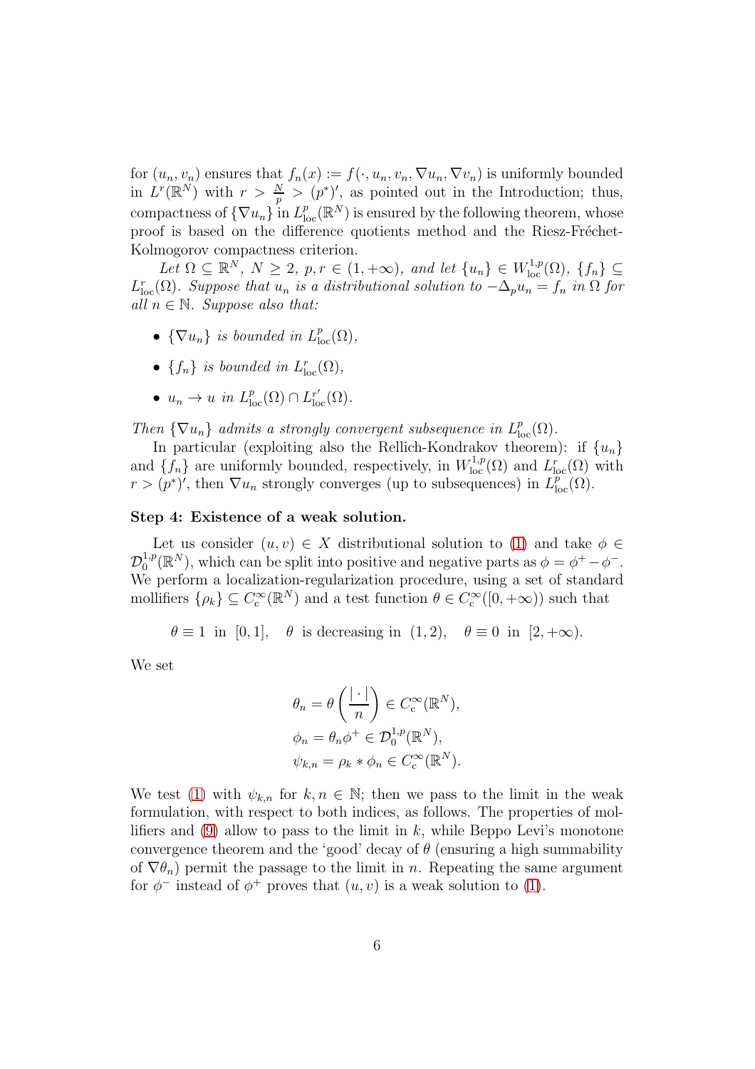for $(u_n, v_n)$ ensures that $f_n(x) := f(\cdot, u_n, v_n, \nabla u_n, \nabla v_n)$ is uniformly bounded in $L^r(\mathbb{R}^N)$ with $r > \frac{N}{p} > (p^*)'$, as pointed out in the Introduction; thus, compactness of $\{\nabla u_n\}$ in $L^p_{\rm loc}(\mathbb{R}^N)$ is ensured by the following theorem, whose proof is based on the difference quotients method and the Riesz-Fréchet-Kolmogorov compactness criterion.

*Let $\Omega \subseteq \mathbb{R}^N$, $N \geq 2$, $p, r \in (1, +\infty)$, and let $\{u_n\} \in W^{1,p}_{\rm loc}(\Omega)$, $\{f_n\} \subseteq L^r_{\rm loc}(\Omega)$. Suppose that $u_n$ is a distributional solution to $-\Delta_p u_n = f_n$ in $\Omega$ for all $n \in \mathbb{N}$. Suppose also that:*

- *$\{\nabla u_n\}$ is bounded in $L^p_{\rm loc}(\Omega)$,*
- *$\{f_n\}$ is bounded in $L^r_{\rm loc}(\Omega)$,*
- *$u_n \to u$ in $L^p_{\rm loc}(\Omega) \cap L^{r'}_{\rm loc}(\Omega)$.*

*Then $\{\nabla u_n\}$ admits a strongly convergent subsequence in $L^p_{\rm loc}(\Omega)$.*

In particular (exploiting also the Rellich-Kondrakov theorem): if $\{u_n\}$ and $\{f_n\}$ are uniformly bounded, respectively, in $W^{1,p}_{\rm loc}(\Omega)$ and $L^r_{\rm loc}(\Omega)$ with $r > (p^*)'$, then $\nabla u_n$ strongly converges (up to subsequences) in $L^p_{\rm loc}(\Omega)$.

**Step 4: Existence of a weak solution.**

Let us consider $(u, v) \in X$ distributional solution to (1) and take $\phi \in \mathcal{D}^{1,p}_0(\mathbb{R}^N)$, which can be split into positive and negative parts as $\phi = \phi^+ - \phi^-$. We perform a localization-regularization procedure, using a set of standard mollifiers $\{\rho_k\} \subseteq C^\infty_{\rm c}(\mathbb{R}^N)$ and a test function $\theta \in C^\infty_{\rm c}([0, +\infty))$ such that

$$\theta \equiv 1 \text{ in } [0,1], \quad \theta \text{ is decreasing in } (1,2), \quad \theta \equiv 0 \text{ in } [2, +\infty).$$

We set

$$\begin{aligned}
\theta_n &= \theta\left(\frac{|\cdot|}{n}\right) \in C^\infty_{\rm c}(\mathbb{R}^N), \\
\phi_n &= \theta_n \phi^+ \in \mathcal{D}^{1,p}_0(\mathbb{R}^N), \\
\psi_{k,n} &= \rho_k * \phi_n \in C^\infty_{\rm c}(\mathbb{R}^N).
\end{aligned}$$

We test (1) with $\psi_{k,n}$ for $k, n \in \mathbb{N}$; then we pass to the limit in the weak formulation, with respect to both indices, as follows. The properties of mollifiers and (9) allow to pass to the limit in $k$, while Beppo Levi's monotone convergence theorem and the 'good' decay of $\theta$ (ensuring a high summability of $\nabla\theta_n$) permit the passage to the limit in $n$. Repeating the same argument for $\phi^-$ instead of $\phi^+$ proves that $(u, v)$ is a weak solution to (1).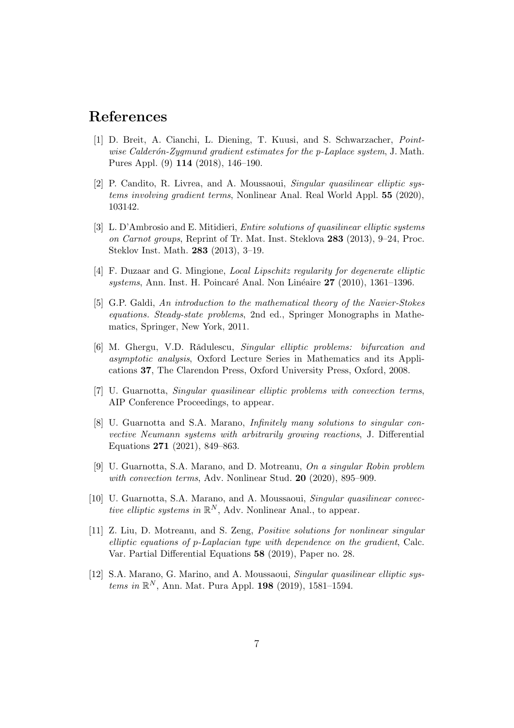# References

[1] D. Breit, A. Cianchi, L. Diening, T. Kuusi, and S. Schwarzacher, *Pointwise Calderón-Zygmund gradient estimates for the p-Laplace system*, J. Math. Pures Appl. (9) **114** (2018), 146–190.

[2] P. Candito, R. Livrea, and A. Moussaoui, *Singular quasilinear elliptic systems involving gradient terms*, Nonlinear Anal. Real World Appl. **55** (2020), 103142.

[3] L. D'Ambrosio and E. Mitidieri, *Entire solutions of quasilinear elliptic systems on Carnot groups*, Reprint of Tr. Mat. Inst. Steklova **283** (2013), 9–24, Proc. Steklov Inst. Math. **283** (2013), 3–19.

[4] F. Duzaar and G. Mingione, *Local Lipschitz regularity for degenerate elliptic systems*, Ann. Inst. H. Poincaré Anal. Non Linéaire **27** (2010), 1361–1396.

[5] G.P. Galdi, *An introduction to the mathematical theory of the Navier-Stokes equations. Steady-state problems*, 2nd ed., Springer Monographs in Mathematics, Springer, New York, 2011.

[6] M. Ghergu, V.D. Rădulescu, *Singular elliptic problems: bifurcation and asymptotic analysis*, Oxford Lecture Series in Mathematics and its Applications **37**, The Clarendon Press, Oxford University Press, Oxford, 2008.

[7] U. Guarnotta, *Singular quasilinear elliptic problems with convection terms*, AIP Conference Proceedings, to appear.

[8] U. Guarnotta and S.A. Marano, *Infinitely many solutions to singular convective Neumann systems with arbitrarily growing reactions*, J. Differential Equations **271** (2021), 849–863.

[9] U. Guarnotta, S.A. Marano, and D. Motreanu, *On a singular Robin problem with convection terms*, Adv. Nonlinear Stud. **20** (2020), 895–909.

[10] U. Guarnotta, S.A. Marano, and A. Moussaoui, *Singular quasilinear convective elliptic systems in $\mathbb{R}^N$*, Adv. Nonlinear Anal., to appear.

[11] Z. Liu, D. Motreanu, and S. Zeng, *Positive solutions for nonlinear singular elliptic equations of p-Laplacian type with dependence on the gradient*, Calc. Var. Partial Differential Equations **58** (2019), Paper no. 28.

[12] S.A. Marano, G. Marino, and A. Moussaoui, *Singular quasilinear elliptic systems in $\mathbb{R}^N$*, Ann. Mat. Pura Appl. **198** (2019), 1581–1594.